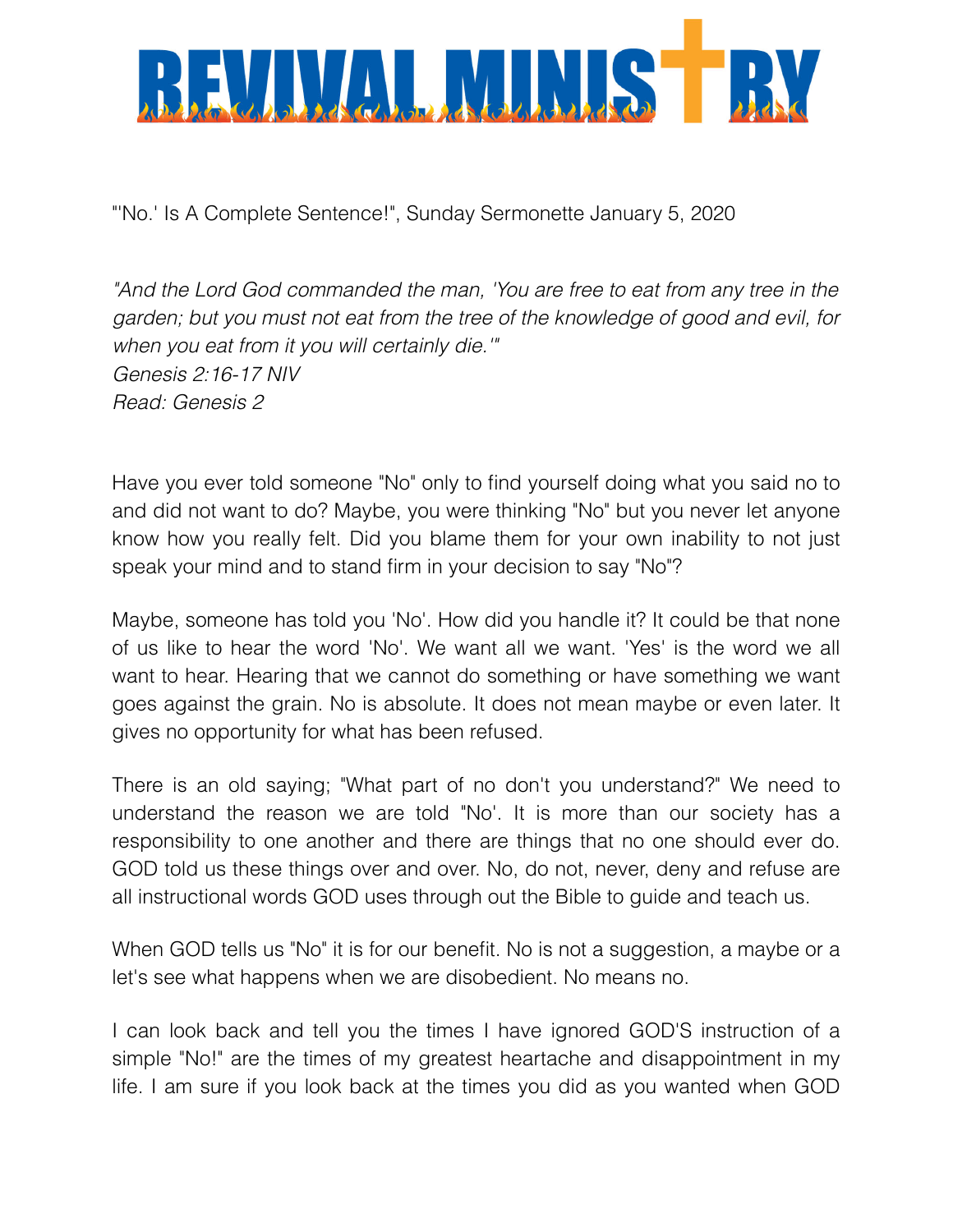# REVIVAL MINISTRY

"'No.' Is A Complete Sentence!", Sunday Sermonette January 5, 2020

*"And the Lord God commanded the man, 'You are free to eat from any tree in the garden; but you must not eat from the tree of the knowledge of good and evil, for when you eat from it you will certainly die.'"*
*Genesis 2:16-17 NIV*
*Read: Genesis 2*

Have you ever told someone "No" only to find yourself doing what you said no to and did not want to do? Maybe, you were thinking "No" but you never let anyone know how you really felt. Did you blame them for your own inability to not just speak your mind and to stand firm in your decision to say "No"?

Maybe, someone has told you 'No'. How did you handle it? It could be that none of us like to hear the word 'No'. We want all we want. 'Yes' is the word we all want to hear. Hearing that we cannot do something or have something we want goes against the grain. No is absolute. It does not mean maybe or even later. It gives no opportunity for what has been refused.

There is an old saying; "What part of no don't you understand?" We need to understand the reason we are told "No'. It is more than our society has a responsibility to one another and there are things that no one should ever do. GOD told us these things over and over. No, do not, never, deny and refuse are all instructional words GOD uses through out the Bible to guide and teach us.

When GOD tells us "No" it is for our benefit. No is not a suggestion, a maybe or a let's see what happens when we are disobedient. No means no.

I can look back and tell you the times I have ignored GOD'S instruction of a simple "No!" are the times of my greatest heartache and disappointment in my life. I am sure if you look back at the times you did as you wanted when GOD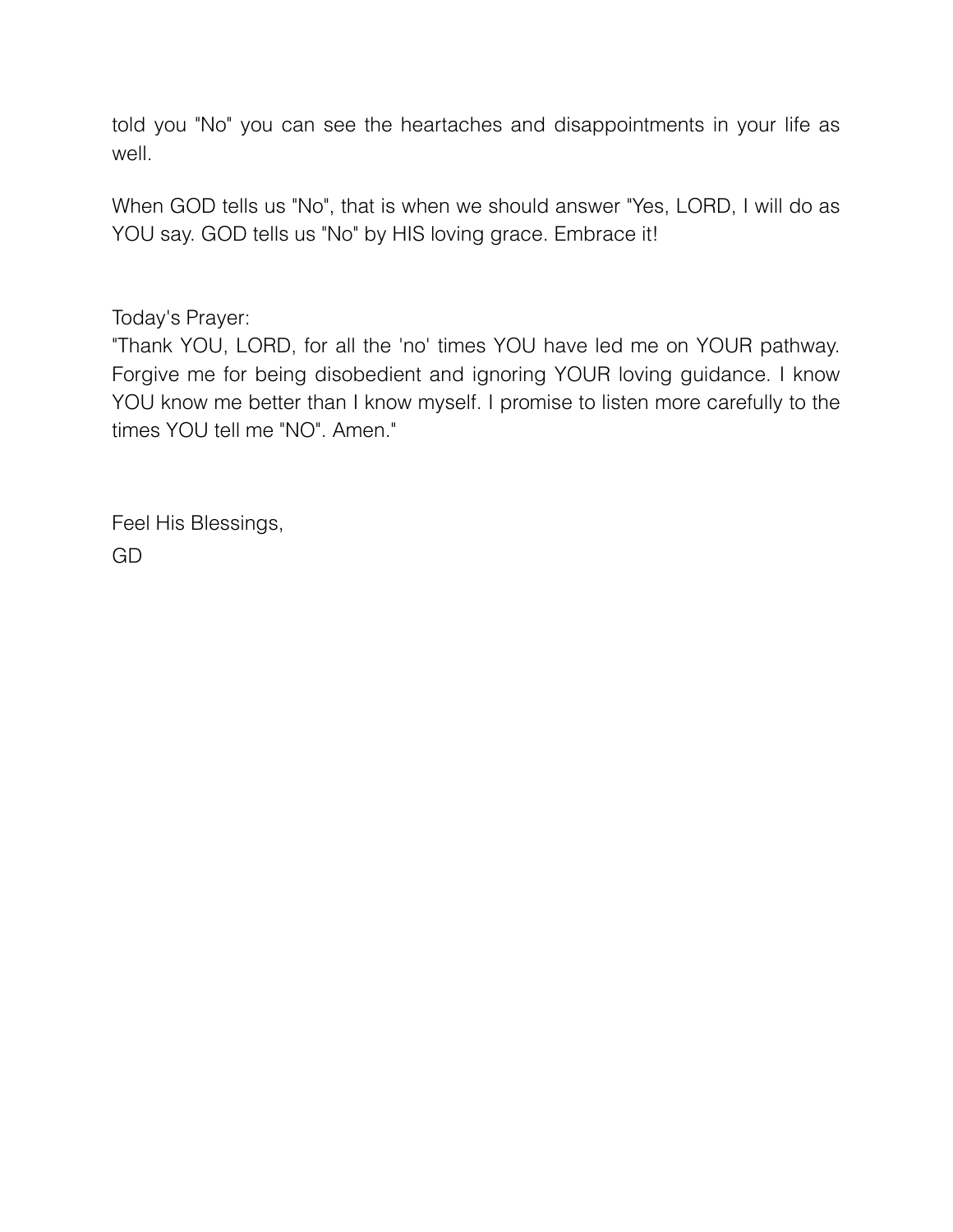told you "No" you can see the heartaches and disappointments in your life as well.

When GOD tells us "No", that is when we should answer "Yes, LORD, I will do as YOU say. GOD tells us "No" by HIS loving grace. Embrace it!

Today's Prayer:
"Thank YOU, LORD, for all the 'no' times YOU have led me on YOUR pathway. Forgive me for being disobedient and ignoring YOUR loving guidance. I know YOU know me better than I know myself. I promise to listen more carefully to the times YOU tell me "NO". Amen."

Feel His Blessings,
GD